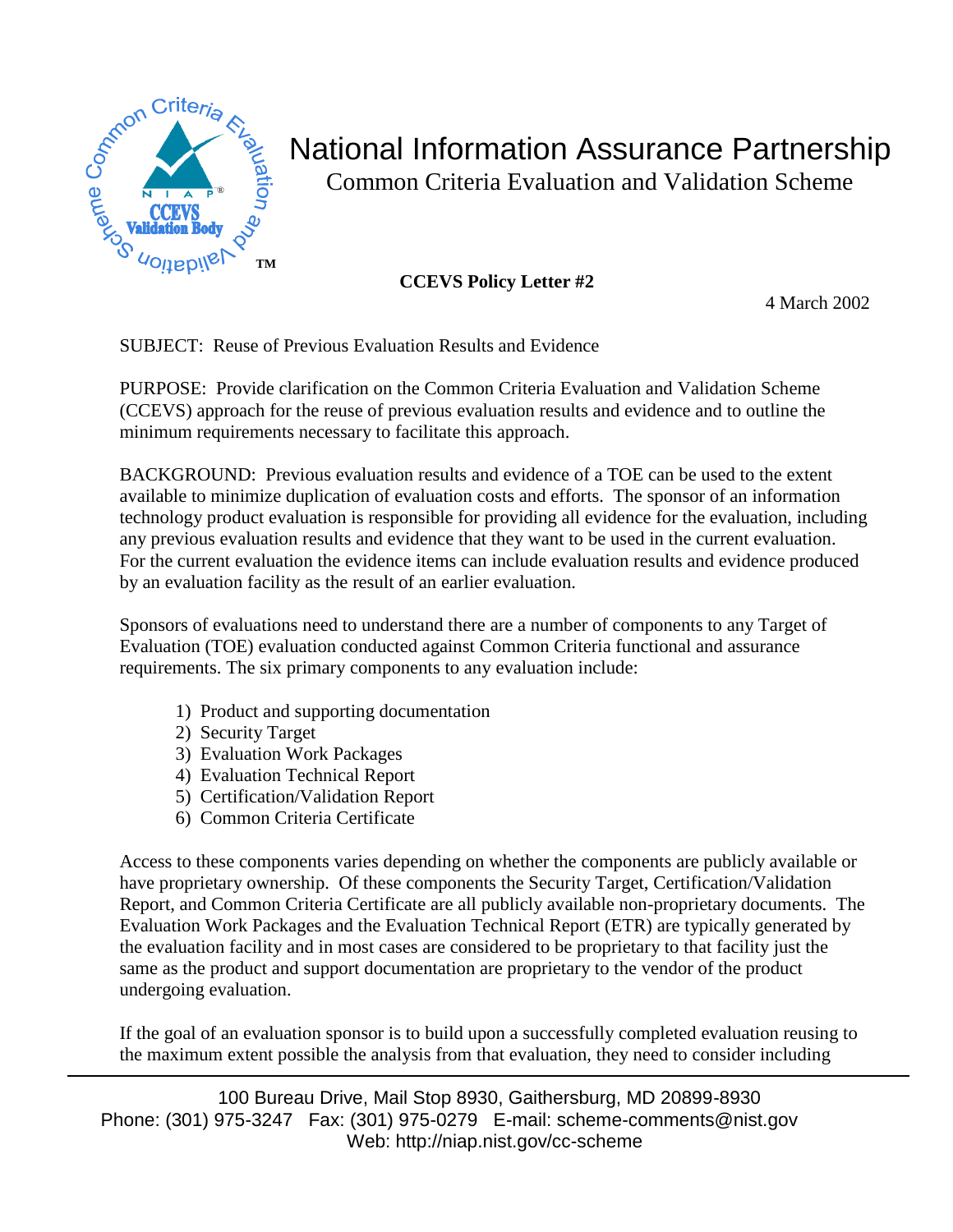# National Information Assurance Partnership

## Common Criteria Evaluation and Validation Scheme

**CCEVS Policy Letter #2**

4 March 2002

SUBJECT: Reuse of Previous Evaluation Results and Evidence

PURPOSE: Provide clarification on the Common Criteria Evaluation and Validation Scheme (CCEVS) approach for the reuse of previous evaluation results and evidence and to outline the minimum requirements necessary to facilitate this approach.

BACKGROUND: Previous evaluation results and evidence of a TOE can be used to the extent available to minimize duplication of evaluation costs and efforts. The sponsor of an information technology product evaluation is responsible for providing all evidence for the evaluation, including any previous evaluation results and evidence that they want to be used in the current evaluation. For the current evaluation the evidence items can include evaluation results and evidence produced by an evaluation facility as the result of an earlier evaluation.

Sponsors of evaluations need to understand there are a number of components to any Target of Evaluation (TOE) evaluation conducted against Common Criteria functional and assurance requirements. The six primary components to any evaluation include:

1) Product and supporting documentation
2) Security Target
3) Evaluation Work Packages
4) Evaluation Technical Report
5) Certification/Validation Report
6) Common Criteria Certificate

Access to these components varies depending on whether the components are publicly available or have proprietary ownership. Of these components the Security Target, Certification/Validation Report, and Common Criteria Certificate are all publicly available non-proprietary documents. The Evaluation Work Packages and the Evaluation Technical Report (ETR) are typically generated by the evaluation facility and in most cases are considered to be proprietary to that facility just the same as the product and support documentation are proprietary to the vendor of the product undergoing evaluation.

If the goal of an evaluation sponsor is to build upon a successfully completed evaluation reusing to the maximum extent possible the analysis from that evaluation, they need to consider including

100 Bureau Drive, Mail Stop 8930, Gaithersburg, MD 20899-8930
Phone: (301) 975-3247 Fax: (301) 975-0279 E-mail: scheme-comments@nist.gov
Web: http://niap.nist.gov/cc-scheme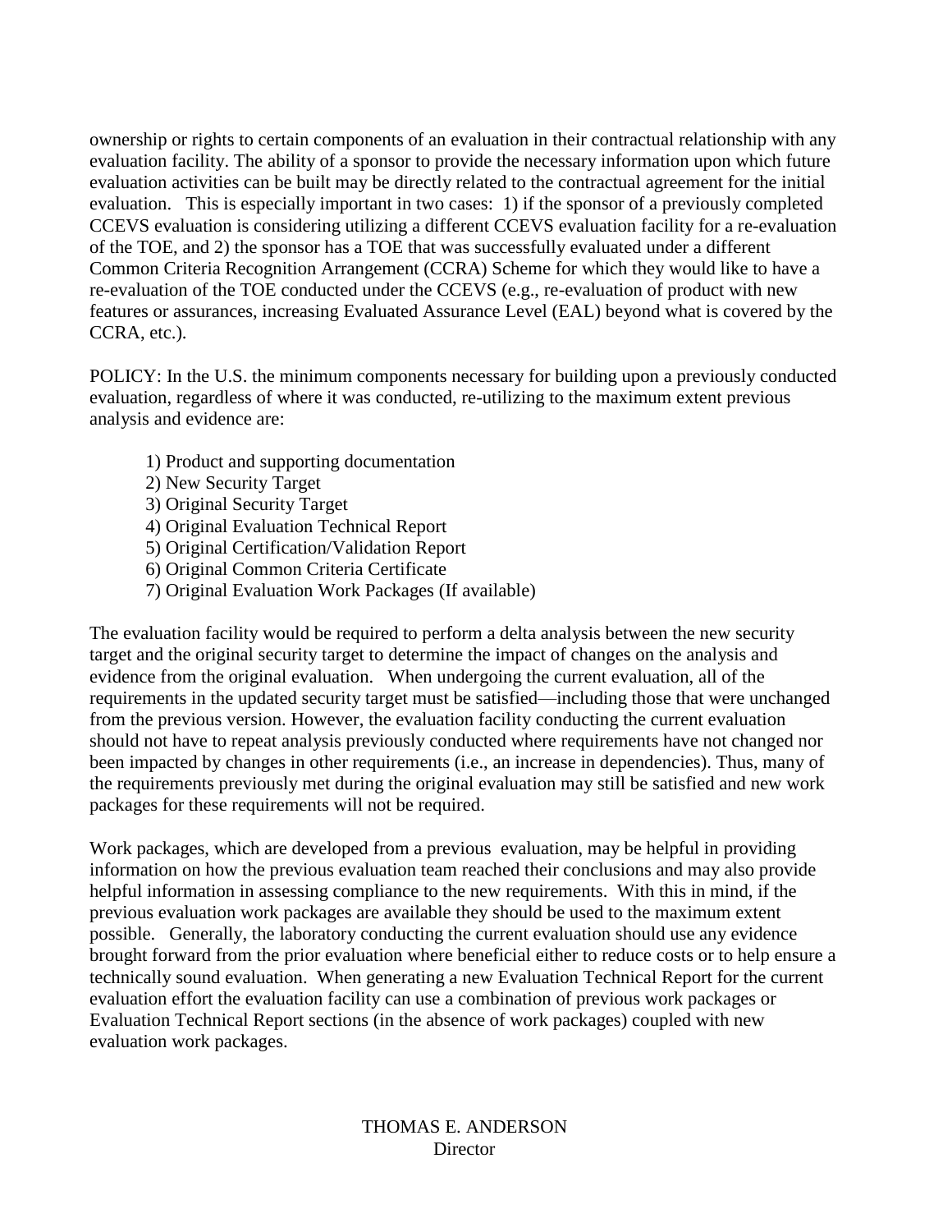ownership or rights to certain components of an evaluation in their contractual relationship with any evaluation facility. The ability of a sponsor to provide the necessary information upon which future evaluation activities can be built may be directly related to the contractual agreement for the initial evaluation. This is especially important in two cases: 1) if the sponsor of a previously completed CCEVS evaluation is considering utilizing a different CCEVS evaluation facility for a re-evaluation of the TOE, and 2) the sponsor has a TOE that was successfully evaluated under a different Common Criteria Recognition Arrangement (CCRA) Scheme for which they would like to have a re-evaluation of the TOE conducted under the CCEVS (e.g., re-evaluation of product with new features or assurances, increasing Evaluated Assurance Level (EAL) beyond what is covered by the CCRA, etc.).

POLICY: In the U.S. the minimum components necessary for building upon a previously conducted evaluation, regardless of where it was conducted, re-utilizing to the maximum extent previous analysis and evidence are:

1) Product and supporting documentation
2) New Security Target
3) Original Security Target
4) Original Evaluation Technical Report
5) Original Certification/Validation Report
6) Original Common Criteria Certificate
7) Original Evaluation Work Packages (If available)

The evaluation facility would be required to perform a delta analysis between the new security target and the original security target to determine the impact of changes on the analysis and evidence from the original evaluation. When undergoing the current evaluation, all of the requirements in the updated security target must be satisfied—including those that were unchanged from the previous version. However, the evaluation facility conducting the current evaluation should not have to repeat analysis previously conducted where requirements have not changed nor been impacted by changes in other requirements (i.e., an increase in dependencies). Thus, many of the requirements previously met during the original evaluation may still be satisfied and new work packages for these requirements will not be required.

Work packages, which are developed from a previous evaluation, may be helpful in providing information on how the previous evaluation team reached their conclusions and may also provide helpful information in assessing compliance to the new requirements. With this in mind, if the previous evaluation work packages are available they should be used to the maximum extent possible. Generally, the laboratory conducting the current evaluation should use any evidence brought forward from the prior evaluation where beneficial either to reduce costs or to help ensure a technically sound evaluation. When generating a new Evaluation Technical Report for the current evaluation effort the evaluation facility can use a combination of previous work packages or Evaluation Technical Report sections (in the absence of work packages) coupled with new evaluation work packages.

THOMAS E. ANDERSON
Director